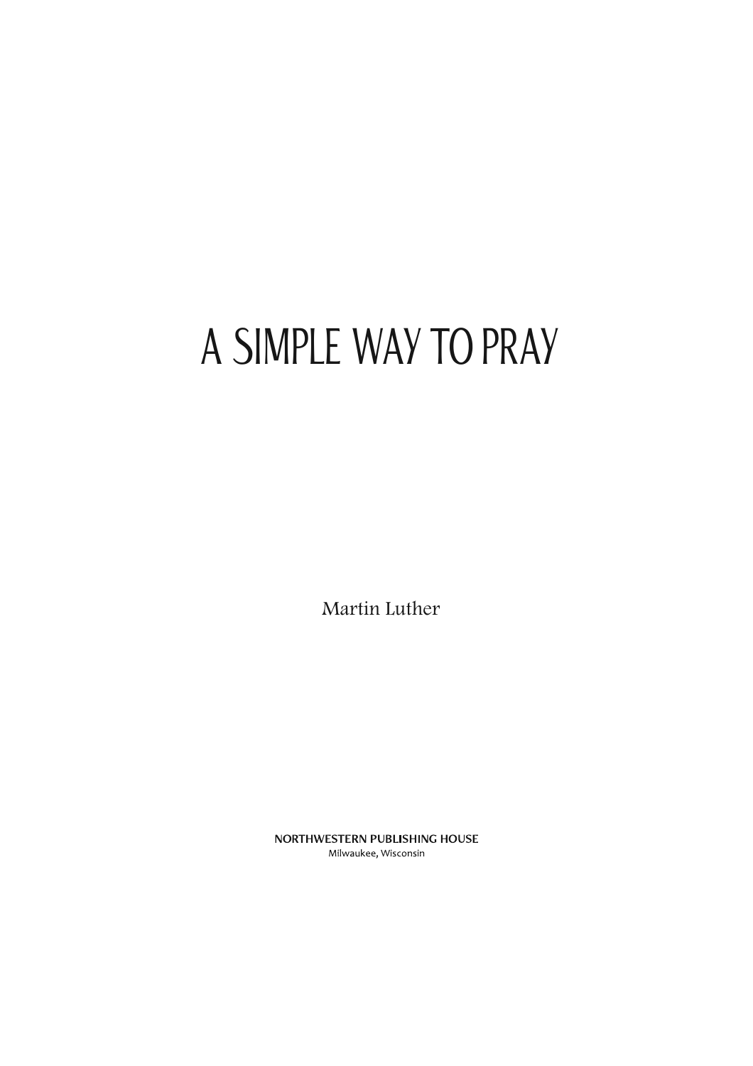# A SIMPLE WAY TO PRAY

Martin Luther

**NORTHWESTERN PUBLISHING HOUSE**
Milwaukee, Wisconsin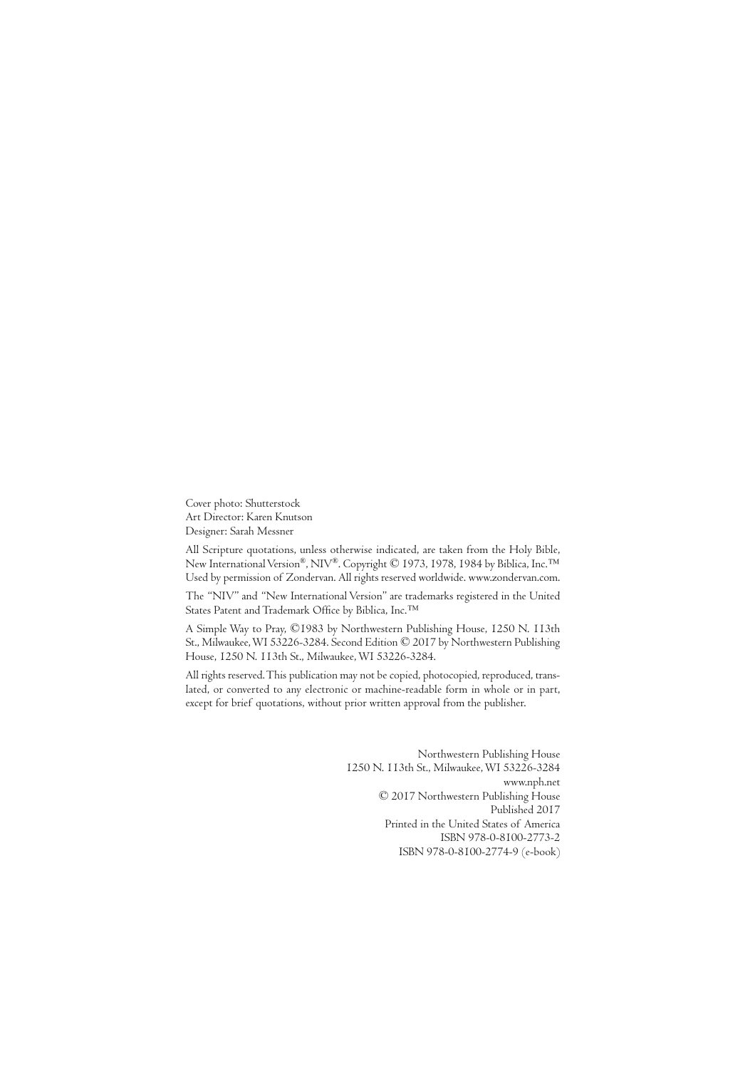Cover photo: Shutterstock
Art Director: Karen Knutson
Designer: Sarah Messner

All Scripture quotations, unless otherwise indicated, are taken from the Holy Bible, New International Version®, NIV®. Copyright © 1973, 1978, 1984 by Biblica, Inc.™ Used by permission of Zondervan. All rights reserved worldwide. www.zondervan.com.

The "NIV" and "New International Version" are trademarks registered in the United States Patent and Trademark Office by Biblica, Inc.™

A Simple Way to Pray, ©1983 by Northwestern Publishing House, 1250 N. 113th St., Milwaukee, WI 53226-3284. Second Edition © 2017 by Northwestern Publishing House, 1250 N. 113th St., Milwaukee, WI 53226-3284.

All rights reserved. This publication may not be copied, photocopied, reproduced, translated, or converted to any electronic or machine-readable form in whole or in part, except for brief quotations, without prior written approval from the publisher.

Northwestern Publishing House
1250 N. 113th St., Milwaukee, WI 53226-3284
www.nph.net
© 2017 Northwestern Publishing House
Published 2017
Printed in the United States of America
ISBN 978-0-8100-2773-2
ISBN 978-0-8100-2774-9 (e-book)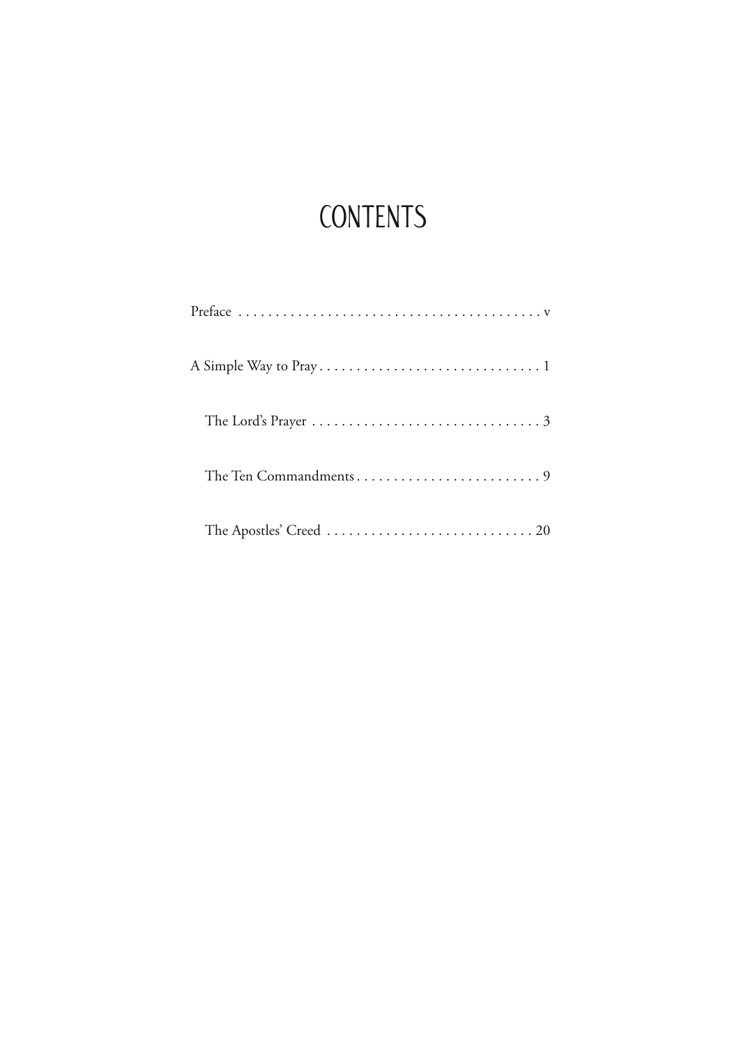# CONTENTS

Preface . . . . . . . . . . . . . . . . . . . . . . . . . . . . . . . . . . . . . . . . . v

A Simple Way to Pray . . . . . . . . . . . . . . . . . . . . . . . . . . . . . . 1

The Lord's Prayer . . . . . . . . . . . . . . . . . . . . . . . . . . . . . . . 3

The Ten Commandments . . . . . . . . . . . . . . . . . . . . . . . . . 9

The Apostles' Creed . . . . . . . . . . . . . . . . . . . . . . . . . . . . 20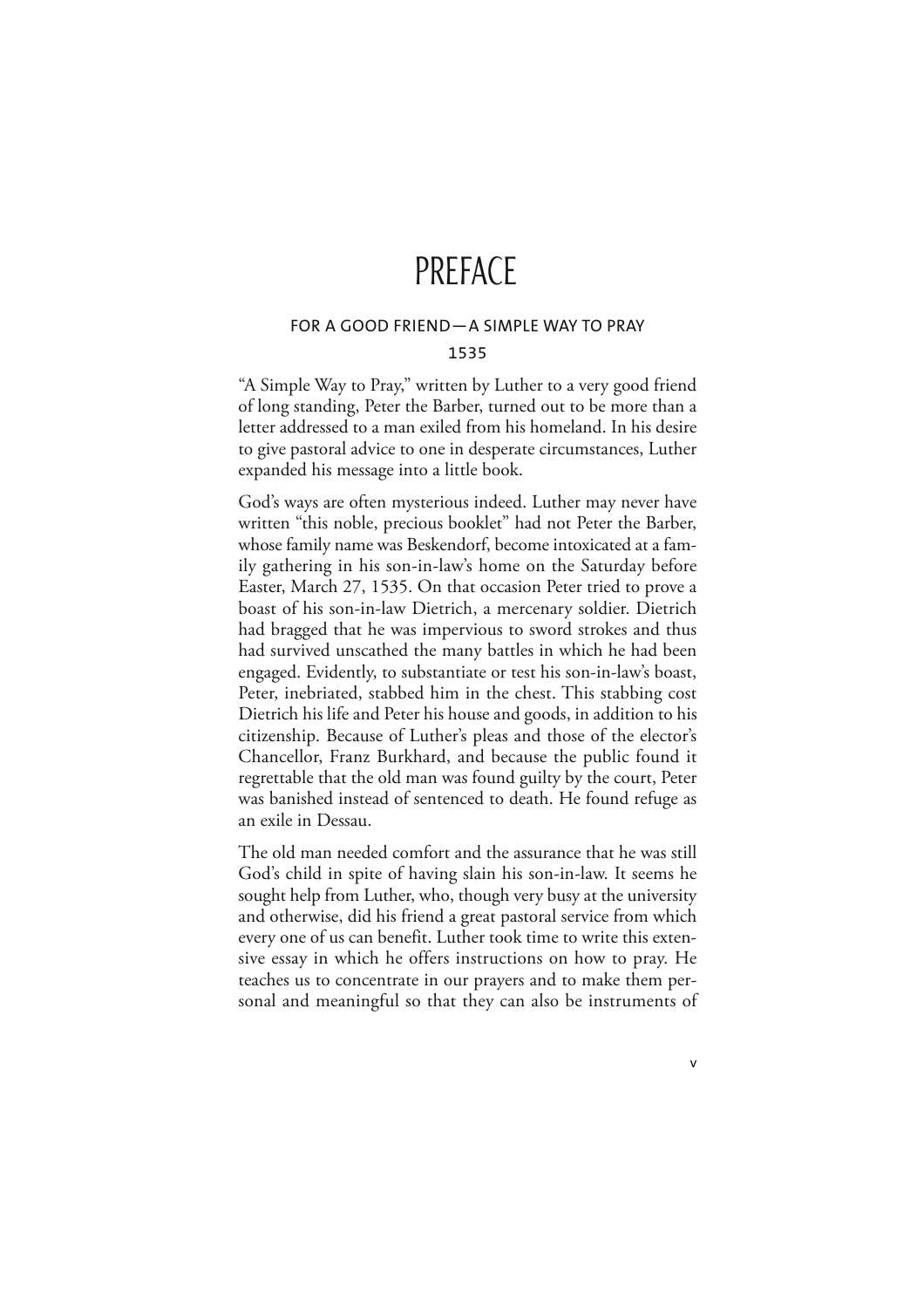# PREFACE

## FOR A GOOD FRIEND—A SIMPLE WAY TO PRAY

### 1535

"A Simple Way to Pray," written by Luther to a very good friend of long standing, Peter the Barber, turned out to be more than a letter addressed to a man exiled from his homeland. In his desire to give pastoral advice to one in desperate circumstances, Luther expanded his message into a little book.

God's ways are often mysterious indeed. Luther may never have written "this noble, precious booklet" had not Peter the Barber, whose family name was Beskendorf, become intoxicated at a family gathering in his son-in-law's home on the Saturday before Easter, March 27, 1535. On that occasion Peter tried to prove a boast of his son-in-law Dietrich, a mercenary soldier. Dietrich had bragged that he was impervious to sword strokes and thus had survived unscathed the many battles in which he had been engaged. Evidently, to substantiate or test his son-in-law's boast, Peter, inebriated, stabbed him in the chest. This stabbing cost Dietrich his life and Peter his house and goods, in addition to his citizenship. Because of Luther's pleas and those of the elector's Chancellor, Franz Burkhard, and because the public found it regrettable that the old man was found guilty by the court, Peter was banished instead of sentenced to death. He found refuge as an exile in Dessau.

The old man needed comfort and the assurance that he was still God's child in spite of having slain his son-in-law. It seems he sought help from Luther, who, though very busy at the university and otherwise, did his friend a great pastoral service from which every one of us can benefit. Luther took time to write this extensive essay in which he offers instructions on how to pray. He teaches us to concentrate in our prayers and to make them personal and meaningful so that they can also be instruments of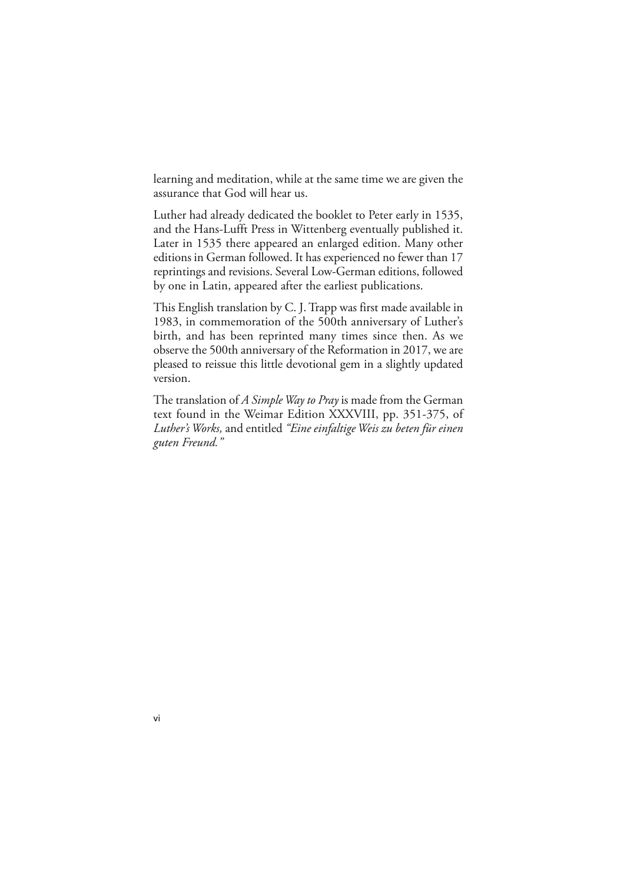learning and meditation, while at the same time we are given the assurance that God will hear us.

Luther had already dedicated the booklet to Peter early in 1535, and the Hans-Lufft Press in Wittenberg eventually published it. Later in 1535 there appeared an enlarged edition. Many other editions in German followed. It has experienced no fewer than 17 reprintings and revisions. Several Low-German editions, followed by one in Latin, appeared after the earliest publications.

This English translation by C. J. Trapp was first made available in 1983, in commemoration of the 500th anniversary of Luther's birth, and has been reprinted many times since then. As we observe the 500th anniversary of the Reformation in 2017, we are pleased to reissue this little devotional gem in a slightly updated version.

The translation of *A Simple Way to Pray* is made from the German text found in the Weimar Edition XXXVIII, pp. 351-375, of *Luther's Works,* and entitled *"Eine einfaltige Weis zu beten für einen guten Freund."*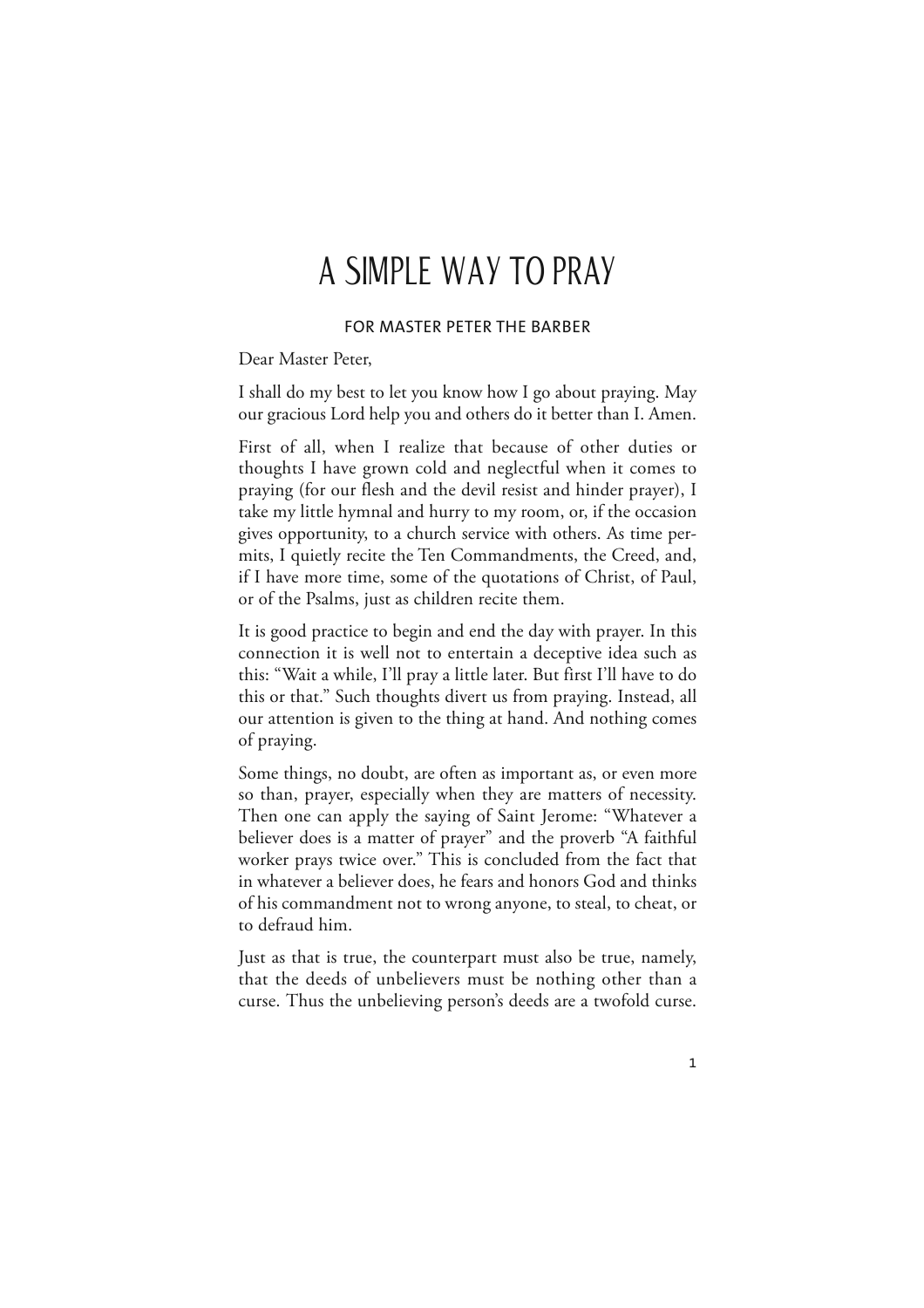# A SIMPLE WAY TO PRAY

### FOR MASTER PETER THE BARBER

Dear Master Peter,

I shall do my best to let you know how I go about praying. May our gracious Lord help you and others do it better than I. Amen.

First of all, when I realize that because of other duties or thoughts I have grown cold and neglectful when it comes to praying (for our flesh and the devil resist and hinder prayer), I take my little hymnal and hurry to my room, or, if the occasion gives opportunity, to a church service with others. As time permits, I quietly recite the Ten Commandments, the Creed, and, if I have more time, some of the quotations of Christ, of Paul, or of the Psalms, just as children recite them.

It is good practice to begin and end the day with prayer. In this connection it is well not to entertain a deceptive idea such as this: "Wait a while, I'll pray a little later. But first I'll have to do this or that." Such thoughts divert us from praying. Instead, all our attention is given to the thing at hand. And nothing comes of praying.

Some things, no doubt, are often as important as, or even more so than, prayer, especially when they are matters of necessity. Then one can apply the saying of Saint Jerome: "Whatever a believer does is a matter of prayer" and the proverb "A faithful worker prays twice over." This is concluded from the fact that in whatever a believer does, he fears and honors God and thinks of his commandment not to wrong anyone, to steal, to cheat, or to defraud him.

Just as that is true, the counterpart must also be true, namely, that the deeds of unbelievers must be nothing other than a curse. Thus the unbelieving person's deeds are a twofold curse.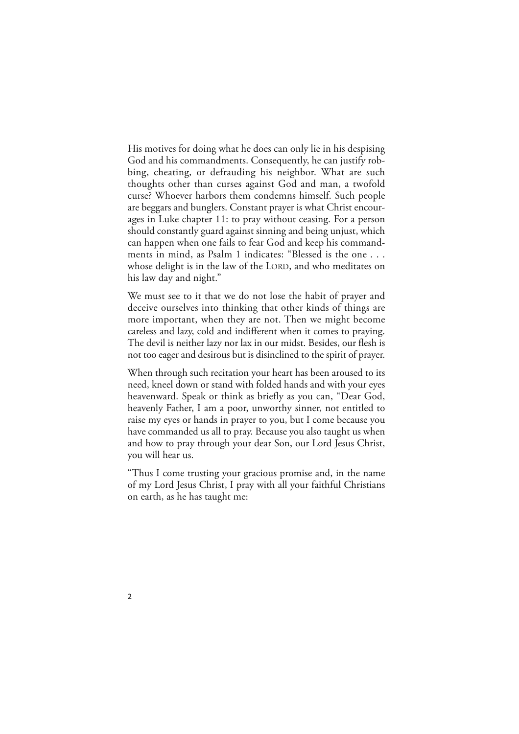His motives for doing what he does can only lie in his despising God and his commandments. Consequently, he can justify robbing, cheating, or defrauding his neighbor. What are such thoughts other than curses against God and man, a twofold curse? Whoever harbors them condemns himself. Such people are beggars and bunglers. Constant prayer is what Christ encourages in Luke chapter 11: to pray without ceasing. For a person should constantly guard against sinning and being unjust, which can happen when one fails to fear God and keep his commandments in mind, as Psalm 1 indicates: "Blessed is the one . . . whose delight is in the law of the LORD, and who meditates on his law day and night."

We must see to it that we do not lose the habit of prayer and deceive ourselves into thinking that other kinds of things are more important, when they are not. Then we might become careless and lazy, cold and indifferent when it comes to praying. The devil is neither lazy nor lax in our midst. Besides, our flesh is not too eager and desirous but is disinclined to the spirit of prayer.

When through such recitation your heart has been aroused to its need, kneel down or stand with folded hands and with your eyes heavenward. Speak or think as briefly as you can, "Dear God, heavenly Father, I am a poor, unworthy sinner, not entitled to raise my eyes or hands in prayer to you, but I come because you have commanded us all to pray. Because you also taught us when and how to pray through your dear Son, our Lord Jesus Christ, you will hear us.

"Thus I come trusting your gracious promise and, in the name of my Lord Jesus Christ, I pray with all your faithful Christians on earth, as he has taught me: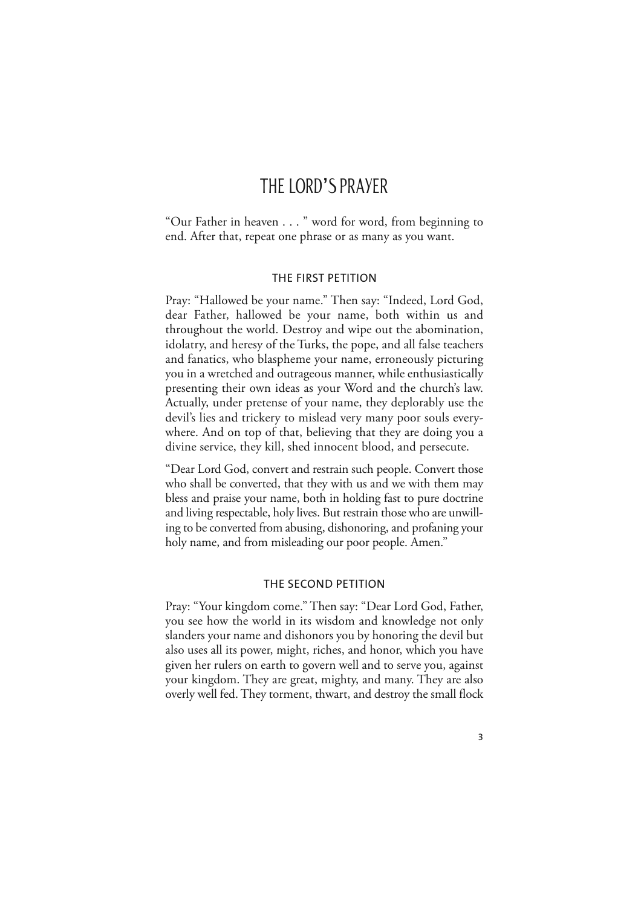# THE LORD'S PRAYER

"Our Father in heaven . . . " word for word, from beginning to end. After that, repeat one phrase or as many as you want.

## THE FIRST PETITION

Pray: "Hallowed be your name." Then say: "Indeed, Lord God, dear Father, hallowed be your name, both within us and throughout the world. Destroy and wipe out the abomination, idolatry, and heresy of the Turks, the pope, and all false teachers and fanatics, who blaspheme your name, erroneously picturing you in a wretched and outrageous manner, while enthusiastically presenting their own ideas as your Word and the church's law. Actually, under pretense of your name, they deplorably use the devil's lies and trickery to mislead very many poor souls everywhere. And on top of that, believing that they are doing you a divine service, they kill, shed innocent blood, and persecute.

"Dear Lord God, convert and restrain such people. Convert those who shall be converted, that they with us and we with them may bless and praise your name, both in holding fast to pure doctrine and living respectable, holy lives. But restrain those who are unwilling to be converted from abusing, dishonoring, and profaning your holy name, and from misleading our poor people. Amen."

## THE SECOND PETITION

Pray: "Your kingdom come." Then say: "Dear Lord God, Father, you see how the world in its wisdom and knowledge not only slanders your name and dishonors you by honoring the devil but also uses all its power, might, riches, and honor, which you have given her rulers on earth to govern well and to serve you, against your kingdom. They are great, mighty, and many. They are also overly well fed. They torment, thwart, and destroy the small flock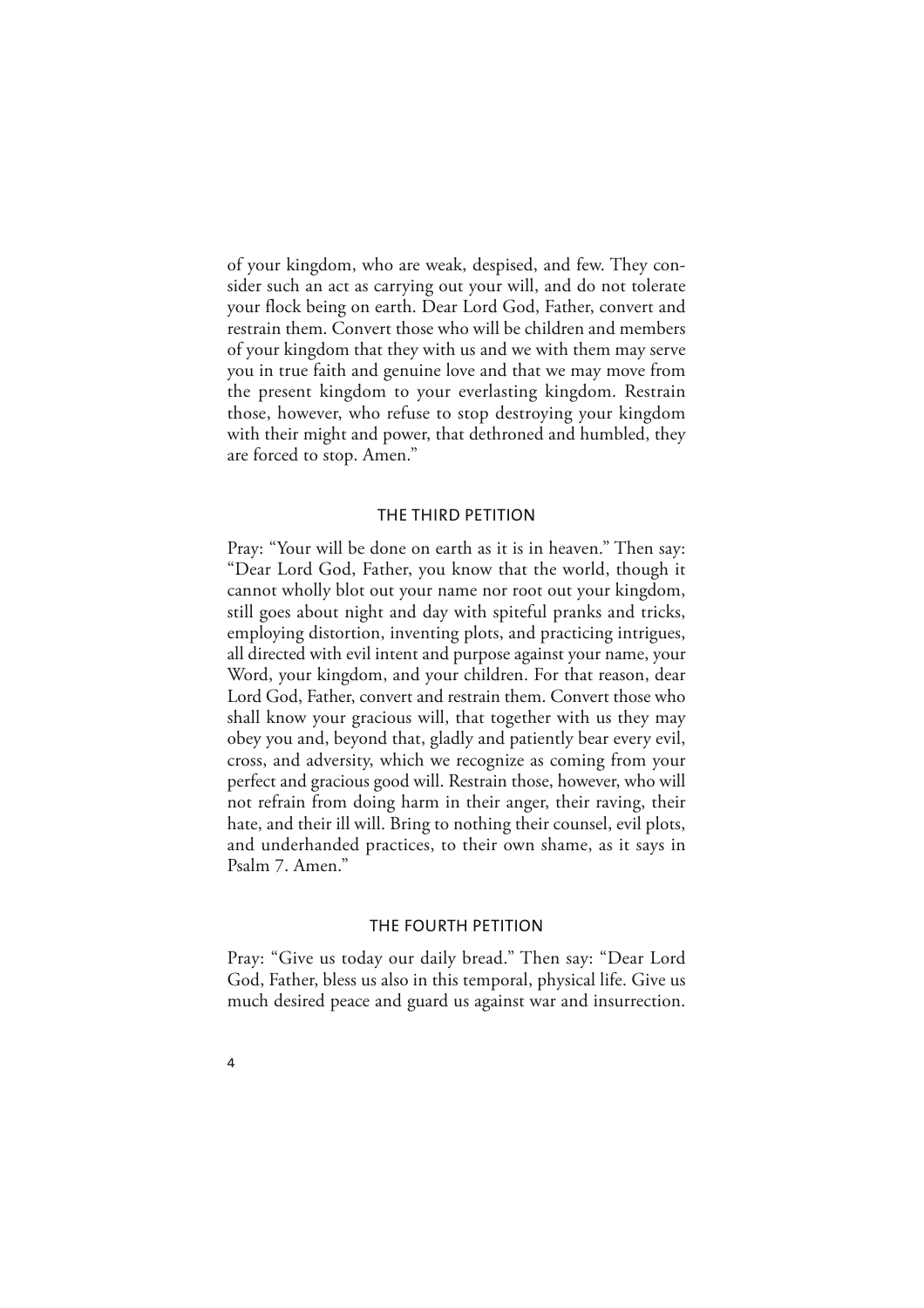of your kingdom, who are weak, despised, and few. They consider such an act as carrying out your will, and do not tolerate your flock being on earth. Dear Lord God, Father, convert and restrain them. Convert those who will be children and members of your kingdom that they with us and we with them may serve you in true faith and genuine love and that we may move from the present kingdom to your everlasting kingdom. Restrain those, however, who refuse to stop destroying your kingdom with their might and power, that dethroned and humbled, they are forced to stop. Amen."

### THE THIRD PETITION

Pray: "Your will be done on earth as it is in heaven." Then say: "Dear Lord God, Father, you know that the world, though it cannot wholly blot out your name nor root out your kingdom, still goes about night and day with spiteful pranks and tricks, employing distortion, inventing plots, and practicing intrigues, all directed with evil intent and purpose against your name, your Word, your kingdom, and your children. For that reason, dear Lord God, Father, convert and restrain them. Convert those who shall know your gracious will, that together with us they may obey you and, beyond that, gladly and patiently bear every evil, cross, and adversity, which we recognize as coming from your perfect and gracious good will. Restrain those, however, who will not refrain from doing harm in their anger, their raving, their hate, and their ill will. Bring to nothing their counsel, evil plots, and underhanded practices, to their own shame, as it says in Psalm 7. Amen."

### THE FOURTH PETITION

Pray: "Give us today our daily bread." Then say: "Dear Lord God, Father, bless us also in this temporal, physical life. Give us much desired peace and guard us against war and insurrection.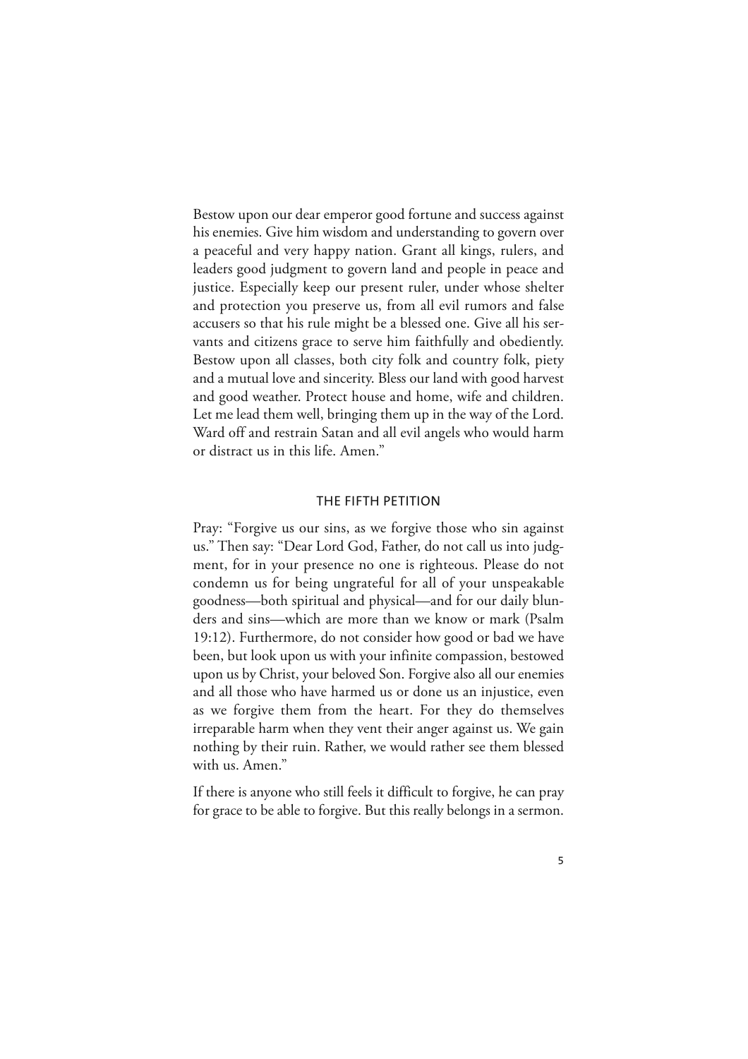Bestow upon our dear emperor good fortune and success against his enemies. Give him wisdom and understanding to govern over a peaceful and very happy nation. Grant all kings, rulers, and leaders good judgment to govern land and people in peace and justice. Especially keep our present ruler, under whose shelter and protection you preserve us, from all evil rumors and false accusers so that his rule might be a blessed one. Give all his servants and citizens grace to serve him faithfully and obediently. Bestow upon all classes, both city folk and country folk, piety and a mutual love and sincerity. Bless our land with good harvest and good weather. Protect house and home, wife and children. Let me lead them well, bringing them up in the way of the Lord. Ward off and restrain Satan and all evil angels who would harm or distract us in this life. Amen."

## THE FIFTH PETITION

Pray: "Forgive us our sins, as we forgive those who sin against us." Then say: "Dear Lord God, Father, do not call us into judgment, for in your presence no one is righteous. Please do not condemn us for being ungrateful for all of your unspeakable goodness—both spiritual and physical—and for our daily blunders and sins—which are more than we know or mark (Psalm 19:12). Furthermore, do not consider how good or bad we have been, but look upon us with your infinite compassion, bestowed upon us by Christ, your beloved Son. Forgive also all our enemies and all those who have harmed us or done us an injustice, even as we forgive them from the heart. For they do themselves irreparable harm when they vent their anger against us. We gain nothing by their ruin. Rather, we would rather see them blessed with us. Amen."

If there is anyone who still feels it difficult to forgive, he can pray for grace to be able to forgive. But this really belongs in a sermon.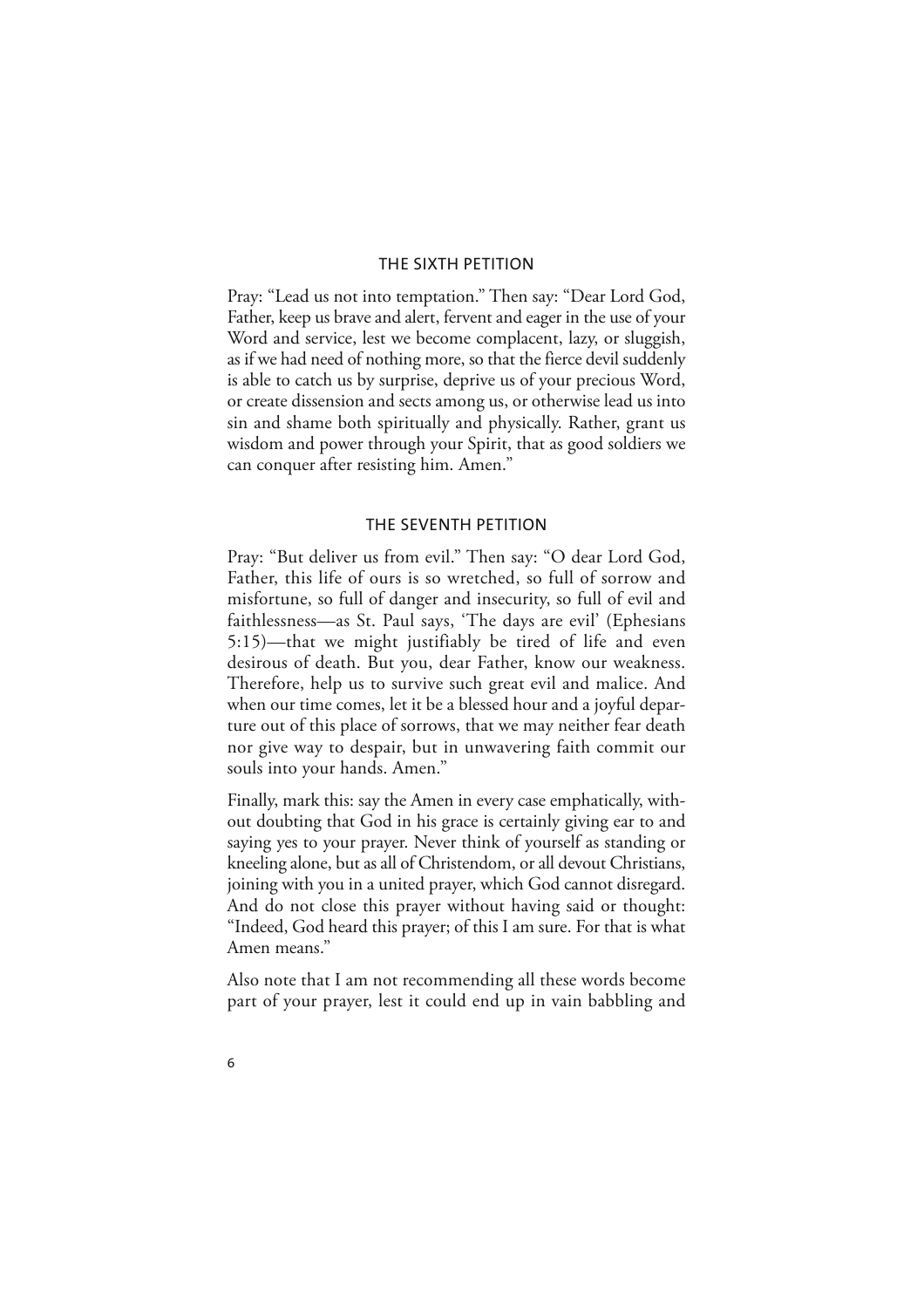### THE SIXTH PETITION

Pray: "Lead us not into temptation." Then say: "Dear Lord God, Father, keep us brave and alert, fervent and eager in the use of your Word and service, lest we become complacent, lazy, or sluggish, as if we had need of nothing more, so that the fierce devil suddenly is able to catch us by surprise, deprive us of your precious Word, or create dissension and sects among us, or otherwise lead us into sin and shame both spiritually and physically. Rather, grant us wisdom and power through your Spirit, that as good soldiers we can conquer after resisting him. Amen."

### THE SEVENTH PETITION

Pray: "But deliver us from evil." Then say: "O dear Lord God, Father, this life of ours is so wretched, so full of sorrow and misfortune, so full of danger and insecurity, so full of evil and faithlessness—as St. Paul says, 'The days are evil' (Ephesians 5:15)—that we might justifiably be tired of life and even desirous of death. But you, dear Father, know our weakness. Therefore, help us to survive such great evil and malice. And when our time comes, let it be a blessed hour and a joyful departure out of this place of sorrows, that we may neither fear death nor give way to despair, but in unwavering faith commit our souls into your hands. Amen."

Finally, mark this: say the Amen in every case emphatically, without doubting that God in his grace is certainly giving ear to and saying yes to your prayer. Never think of yourself as standing or kneeling alone, but as all of Christendom, or all devout Christians, joining with you in a united prayer, which God cannot disregard. And do not close this prayer without having said or thought: "Indeed, God heard this prayer; of this I am sure. For that is what Amen means."

Also note that I am not recommending all these words become part of your prayer, lest it could end up in vain babbling and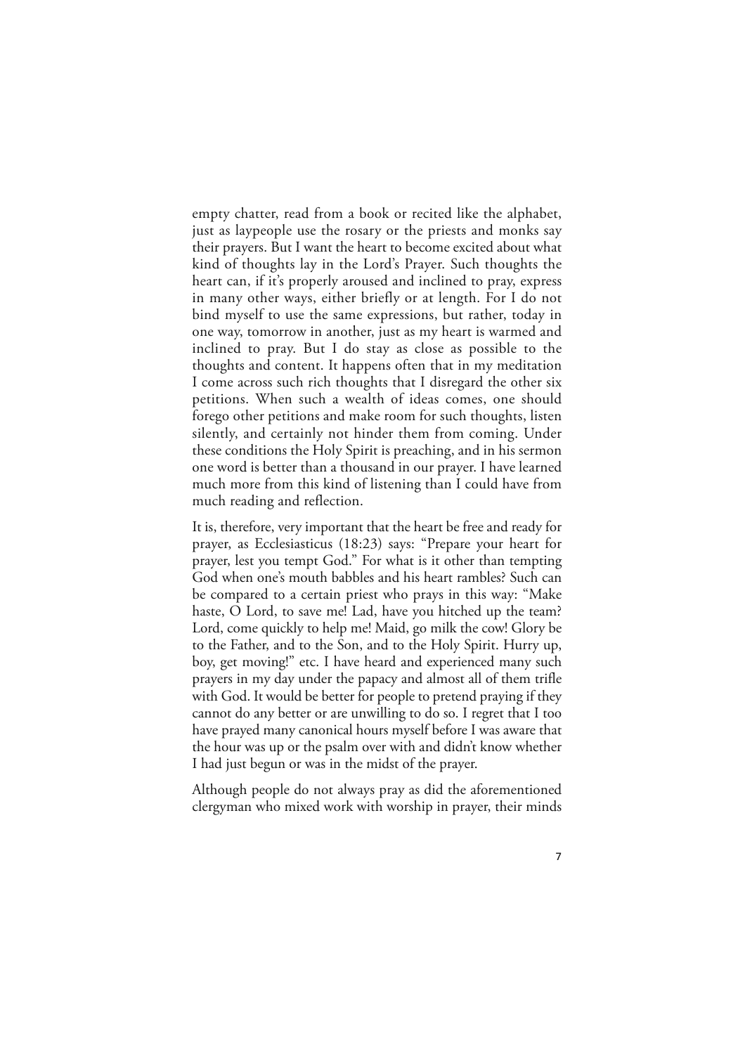empty chatter, read from a book or recited like the alphabet, just as laypeople use the rosary or the priests and monks say their prayers. But I want the heart to become excited about what kind of thoughts lay in the Lord's Prayer. Such thoughts the heart can, if it's properly aroused and inclined to pray, express in many other ways, either briefly or at length. For I do not bind myself to use the same expressions, but rather, today in one way, tomorrow in another, just as my heart is warmed and inclined to pray. But I do stay as close as possible to the thoughts and content. It happens often that in my meditation I come across such rich thoughts that I disregard the other six petitions. When such a wealth of ideas comes, one should forego other petitions and make room for such thoughts, listen silently, and certainly not hinder them from coming. Under these conditions the Holy Spirit is preaching, and in his sermon one word is better than a thousand in our prayer. I have learned much more from this kind of listening than I could have from much reading and reflection.

It is, therefore, very important that the heart be free and ready for prayer, as Ecclesiasticus (18:23) says: "Prepare your heart for prayer, lest you tempt God." For what is it other than tempting God when one's mouth babbles and his heart rambles? Such can be compared to a certain priest who prays in this way: "Make haste, O Lord, to save me! Lad, have you hitched up the team? Lord, come quickly to help me! Maid, go milk the cow! Glory be to the Father, and to the Son, and to the Holy Spirit. Hurry up, boy, get moving!" etc. I have heard and experienced many such prayers in my day under the papacy and almost all of them trifle with God. It would be better for people to pretend praying if they cannot do any better or are unwilling to do so. I regret that I too have prayed many canonical hours myself before I was aware that the hour was up or the psalm over with and didn't know whether I had just begun or was in the midst of the prayer.

Although people do not always pray as did the aforementioned clergyman who mixed work with worship in prayer, their minds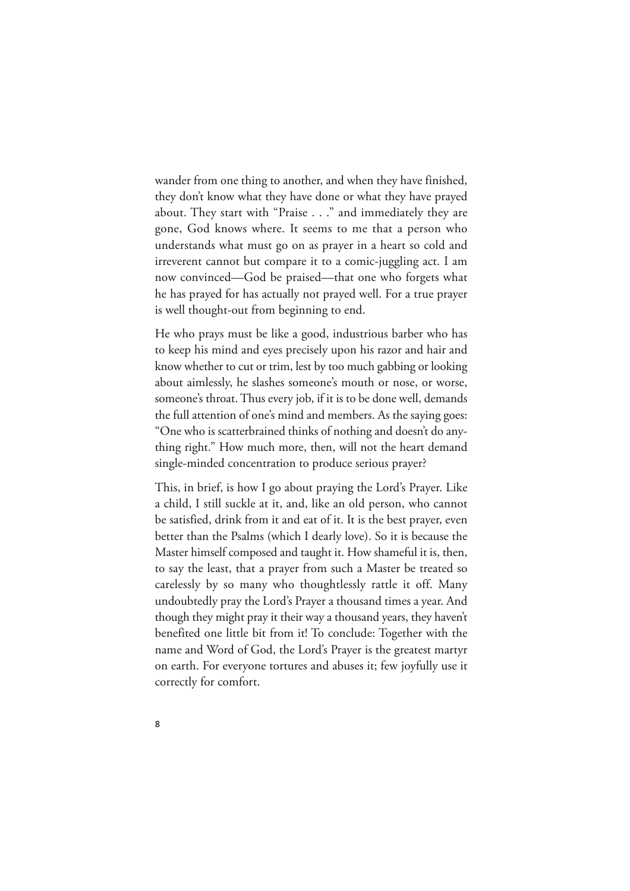wander from one thing to another, and when they have finished, they don't know what they have done or what they have prayed about. They start with "Praise . . ." and immediately they are gone, God knows where. It seems to me that a person who understands what must go on as prayer in a heart so cold and irreverent cannot but compare it to a comic-juggling act. I am now convinced—God be praised—that one who forgets what he has prayed for has actually not prayed well. For a true prayer is well thought-out from beginning to end.

He who prays must be like a good, industrious barber who has to keep his mind and eyes precisely upon his razor and hair and know whether to cut or trim, lest by too much gabbing or looking about aimlessly, he slashes someone's mouth or nose, or worse, someone's throat. Thus every job, if it is to be done well, demands the full attention of one's mind and members. As the saying goes: "One who is scatterbrained thinks of nothing and doesn't do anything right." How much more, then, will not the heart demand single-minded concentration to produce serious prayer?

This, in brief, is how I go about praying the Lord's Prayer. Like a child, I still suckle at it, and, like an old person, who cannot be satisfied, drink from it and eat of it. It is the best prayer, even better than the Psalms (which I dearly love). So it is because the Master himself composed and taught it. How shameful it is, then, to say the least, that a prayer from such a Master be treated so carelessly by so many who thoughtlessly rattle it off. Many undoubtedly pray the Lord's Prayer a thousand times a year. And though they might pray it their way a thousand years, they haven't benefited one little bit from it! To conclude: Together with the name and Word of God, the Lord's Prayer is the greatest martyr on earth. For everyone tortures and abuses it; few joyfully use it correctly for comfort.